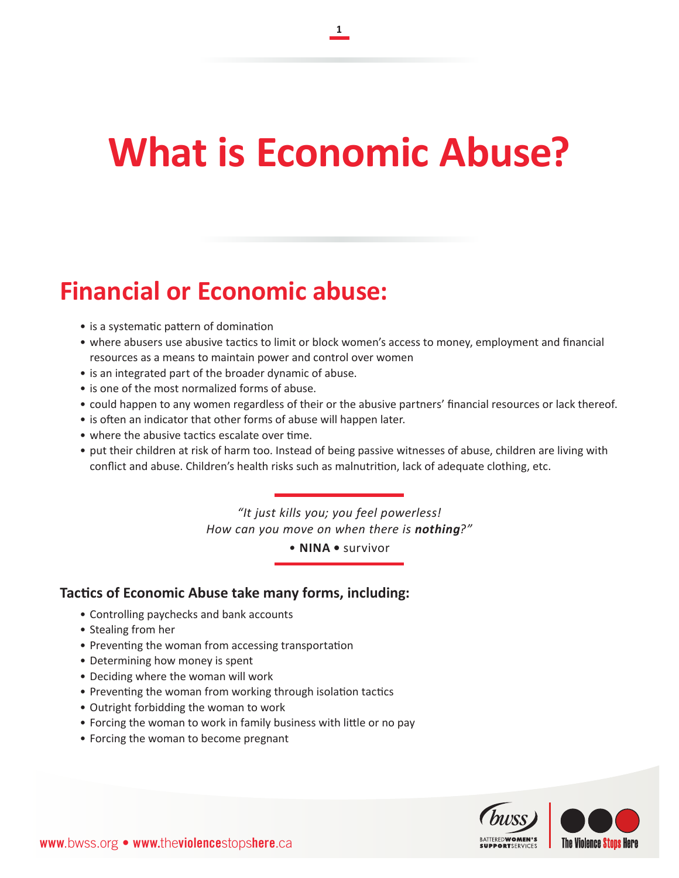# What is Economic Abuse?

## Financial or Economic abuse:

- is a systematic pattern of domination
- where abusers use abusive tactics to limit or block women's access to money, employment and financial resources as a means to maintain power and control over women
- is an integrated part of the broader dynamic of abuse.
- is one of the most normalized forms of abuse.
- could happen to any women regardless of their or the abusive partners' financial resources or lack thereof.
- is often an indicator that other forms of abuse will happen later.
- where the abusive tactics escalate over time.
- put their children at risk of harm too. Instead of being passive witnesses of abuse, children are living with conflict and abuse. Children's health risks such as malnutrition, lack of adequate clothing, etc.

> *"It just kills you; you feel powerless! How can you move on when there is* ***nothing****?"*
>
> • **NINA** • survivor

### Tactics of Economic Abuse take many forms, including:

- Controlling paychecks and bank accounts
- Stealing from her
- Preventing the woman from accessing transportation
- Determining how money is spent
- Deciding where the woman will work
- Preventing the woman from working through isolation tactics
- Outright forbidding the woman to work
- Forcing the woman to work in family business with little or no pay
- Forcing the woman to become pregnant

www.bwss.org • www.theviolencestopshere.ca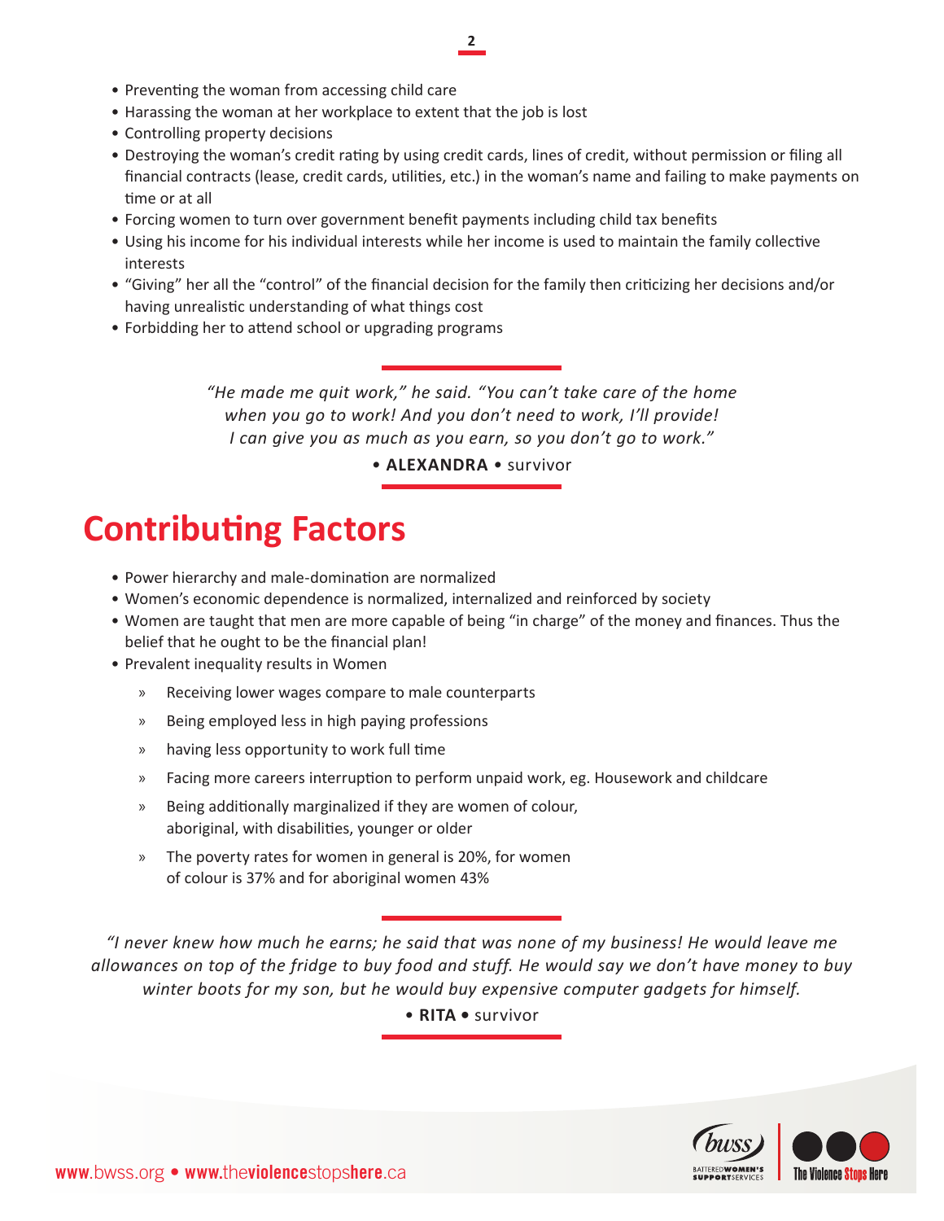- Preventing the woman from accessing child care
- Harassing the woman at her workplace to extent that the job is lost
- Controlling property decisions
- Destroying the woman's credit rating by using credit cards, lines of credit, without permission or filing all financial contracts (lease, credit cards, utilities, etc.) in the woman's name and failing to make payments on time or at all
- Forcing women to turn over government benefit payments including child tax benefits
- Using his income for his individual interests while her income is used to maintain the family collective interests
- "Giving" her all the "control" of the financial decision for the family then criticizing her decisions and/or having unrealistic understanding of what things cost
- Forbidding her to attend school or upgrading programs

*"He made me quit work," he said. "You can't take care of the home when you go to work! And you don't need to work, I'll provide! I can give you as much as you earn, so you don't go to work."*

• **ALEXANDRA** • survivor

# Contributing Factors

- Power hierarchy and male-domination are normalized
- Women's economic dependence is normalized, internalized and reinforced by society
- Women are taught that men are more capable of being "in charge" of the money and finances. Thus the belief that he ought to be the financial plan!
- Prevalent inequality results in Women
  - Receiving lower wages compare to male counterparts
  - Being employed less in high paying professions
  - having less opportunity to work full time
  - Facing more careers interruption to perform unpaid work, eg. Housework and childcare
  - Being additionally marginalized if they are women of colour, aboriginal, with disabilities, younger or older
  - The poverty rates for women in general is 20%, for women of colour is 37% and for aboriginal women 43%

*"I never knew how much he earns; he said that was none of my business! He would leave me allowances on top of the fridge to buy food and stuff. He would say we don't have money to buy winter boots for my son, but he would buy expensive computer gadgets for himself.*

• **RITA** • survivor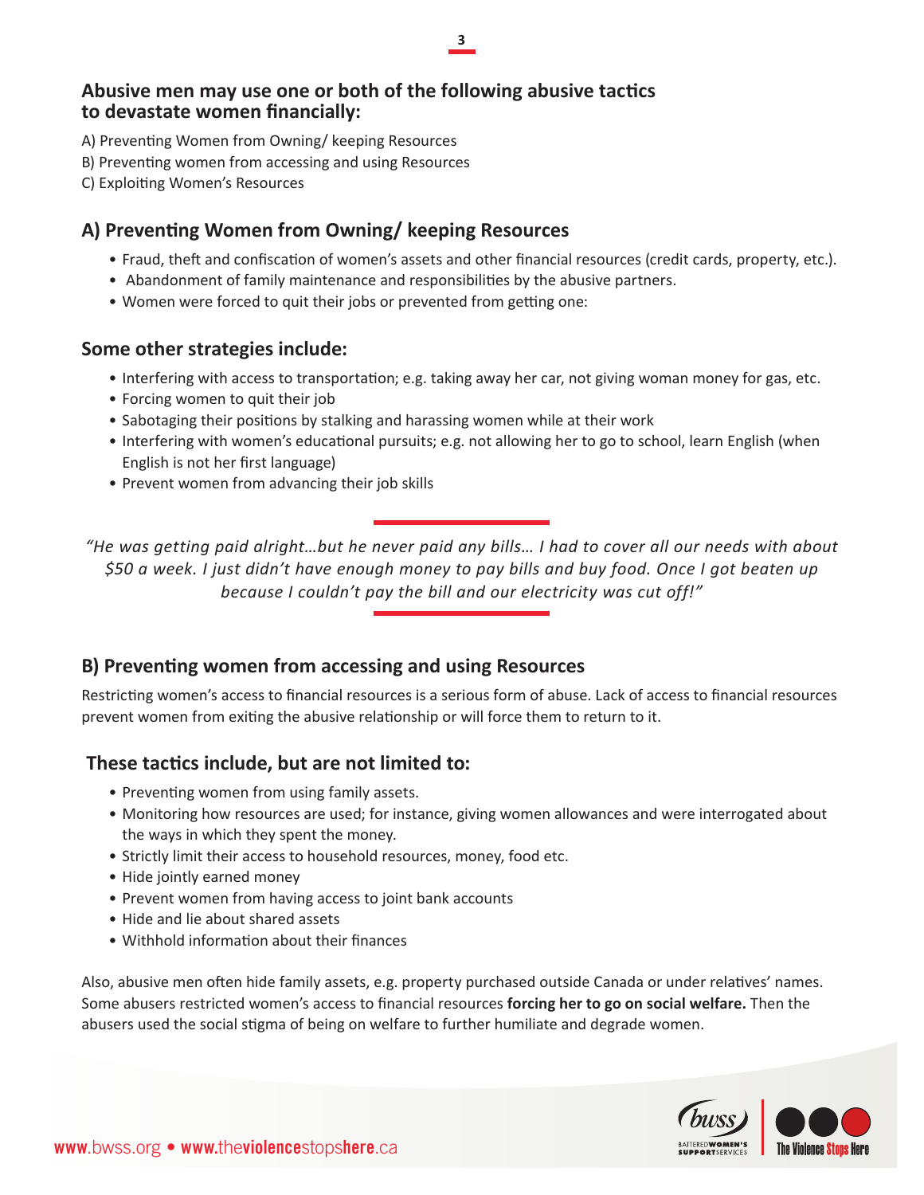## Abusive men may use one or both of the following abusive tactics to devastate women financially:

A) Preventing Women from Owning/ keeping Resources

B) Preventing women from accessing and using Resources

C) Exploiting Women's Resources

## A) Preventing Women from Owning/ keeping Resources

- Fraud, theft and confiscation of women's assets and other financial resources (credit cards, property, etc.).
- Abandonment of family maintenance and responsibilities by the abusive partners.
- Women were forced to quit their jobs or prevented from getting one:

## Some other strategies include:

- Interfering with access to transportation; e.g. taking away her car, not giving woman money for gas, etc.
- Forcing women to quit their job
- Sabotaging their positions by stalking and harassing women while at their work
- Interfering with women's educational pursuits; e.g. not allowing her to go to school, learn English (when English is not her first language)
- Prevent women from advancing their job skills

*"He was getting paid alright…but he never paid any bills… I had to cover all our needs with about $50 a week. I just didn't have enough money to pay bills and buy food. Once I got beaten up because I couldn't pay the bill and our electricity was cut off!"*

## B) Preventing women from accessing and using Resources

Restricting women's access to financial resources is a serious form of abuse. Lack of access to financial resources prevent women from exiting the abusive relationship or will force them to return to it.

## These tactics include, but are not limited to:

- Preventing women from using family assets.
- Monitoring how resources are used; for instance, giving women allowances and were interrogated about the ways in which they spent the money.
- Strictly limit their access to household resources, money, food etc.
- Hide jointly earned money
- Prevent women from having access to joint bank accounts
- Hide and lie about shared assets
- Withhold information about their finances

Also, abusive men often hide family assets, e.g. property purchased outside Canada or under relatives' names. Some abusers restricted women's access to financial resources **forcing her to go on social welfare.** Then the abusers used the social stigma of being on welfare to further humiliate and degrade women.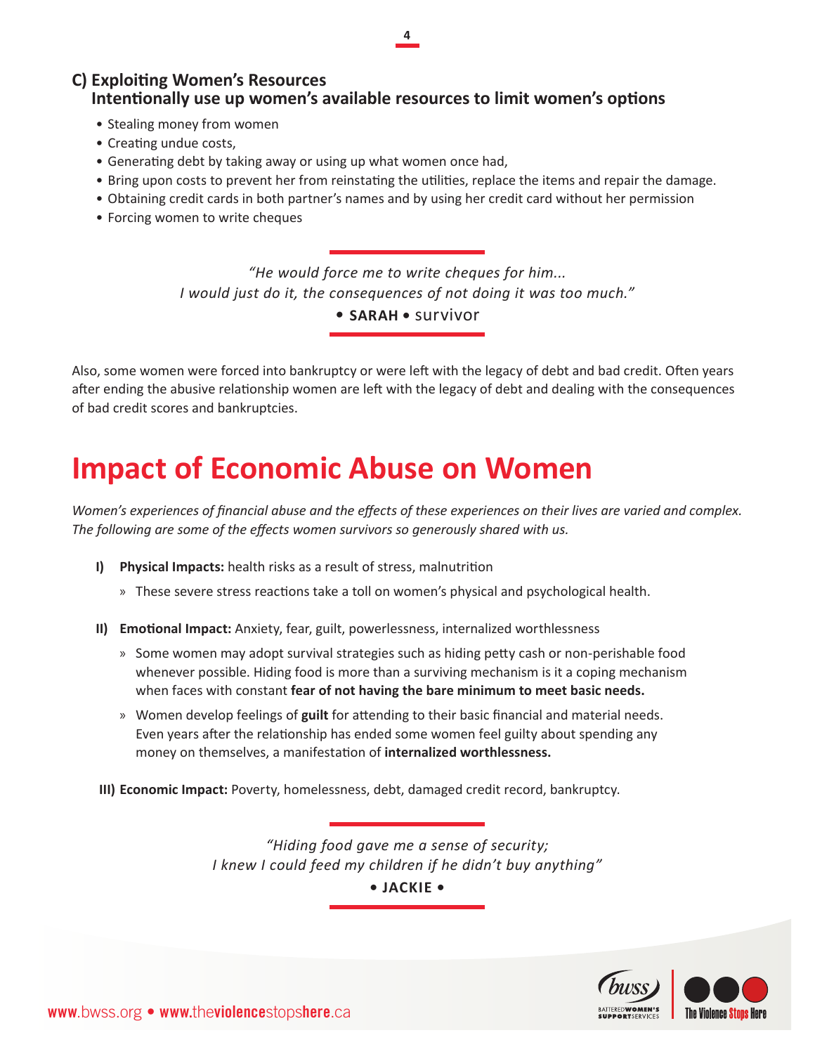### C) Exploiting Women's Resources
**Intentionally use up women's available resources to limit women's options**

- Stealing money from women
- Creating undue costs,
- Generating debt by taking away or using up what women once had,
- Bring upon costs to prevent her from reinstating the utilities, replace the items and repair the damage.
- Obtaining credit cards in both partner's names and by using her credit card without her permission
- Forcing women to write cheques

> *"He would force me to write cheques for him...*
> *I would just do it, the consequences of not doing it was too much."*
>
> • **SARAH** • survivor

Also, some women were forced into bankruptcy or were left with the legacy of debt and bad credit. Often years after ending the abusive relationship women are left with the legacy of debt and dealing with the consequences of bad credit scores and bankruptcies.

# Impact of Economic Abuse on Women

*Women's experiences of financial abuse and the effects of these experiences on their lives are varied and complex. The following are some of the effects women survivors so generously shared with us.*

**I) Physical Impacts:** health risks as a result of stress, malnutrition

- » These severe stress reactions take a toll on women's physical and psychological health.

**II) Emotional Impact:** Anxiety, fear, guilt, powerlessness, internalized worthlessness

- » Some women may adopt survival strategies such as hiding petty cash or non-perishable food whenever possible. Hiding food is more than a surviving mechanism is it a coping mechanism when faces with constant **fear of not having the bare minimum to meet basic needs.**
- » Women develop feelings of **guilt** for attending to their basic financial and material needs. Even years after the relationship has ended some women feel guilty about spending any money on themselves, a manifestation of **internalized worthlessness.**

**III) Economic Impact:** Poverty, homelessness, debt, damaged credit record, bankruptcy.

> *"Hiding food gave me a sense of security;*
> *I knew I could feed my children if he didn't buy anything"*
>
> • **JACKIE** •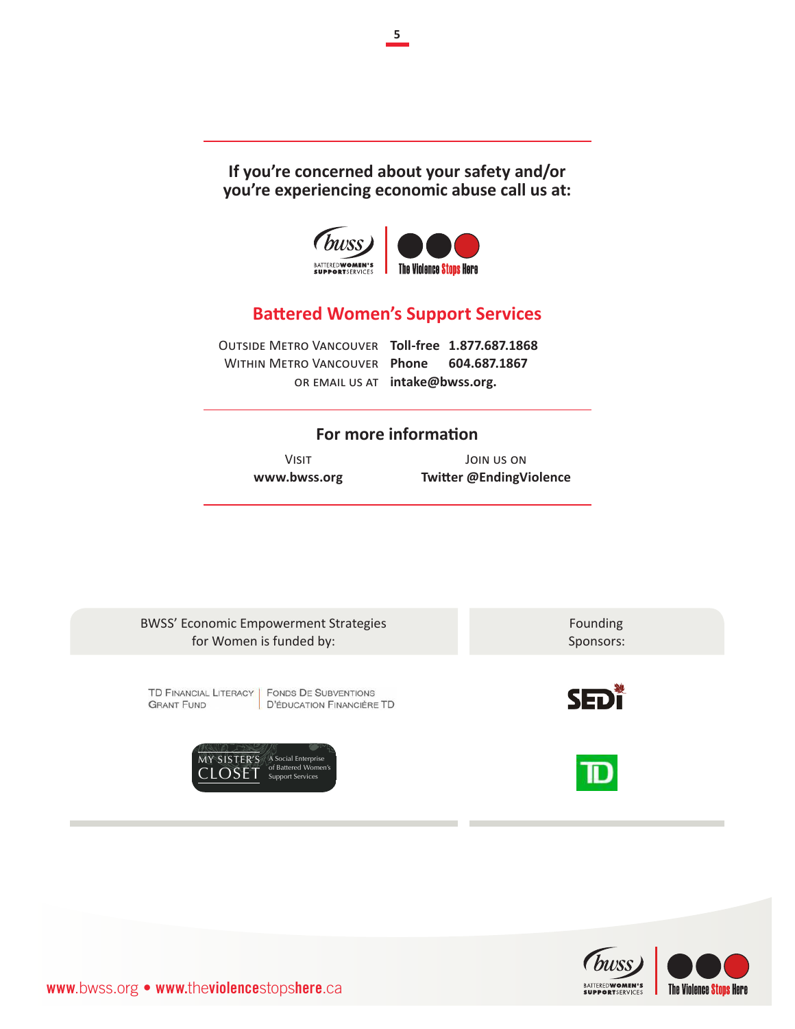**If you're concerned about your safety and/or you're experiencing economic abuse call us at:**

## Battered Women's Support Services

| | | |
|---|---|---|
| Outside Metro Vancouver | **Toll-free** | **1.877.687.1868** |
| Within Metro Vancouver | **Phone** | **604.687.1867** |
| or email us at | **intake@bwss.org.** | |

### For more information

Visit
**www.bwss.org**

Join us on
**Twitter @EndingViolence**

BWSS' Economic Empowerment Strategies for Women is funded by:

TD Financial Literacy Grant Fund | Fonds de Subventions d'Éducation Financière TD

My Sister's Closet — A Social Enterprise of Battered Women's Support Services

Founding Sponsors:

SEDI

TD

www.bwss.org • www.theviolencestopshere.ca